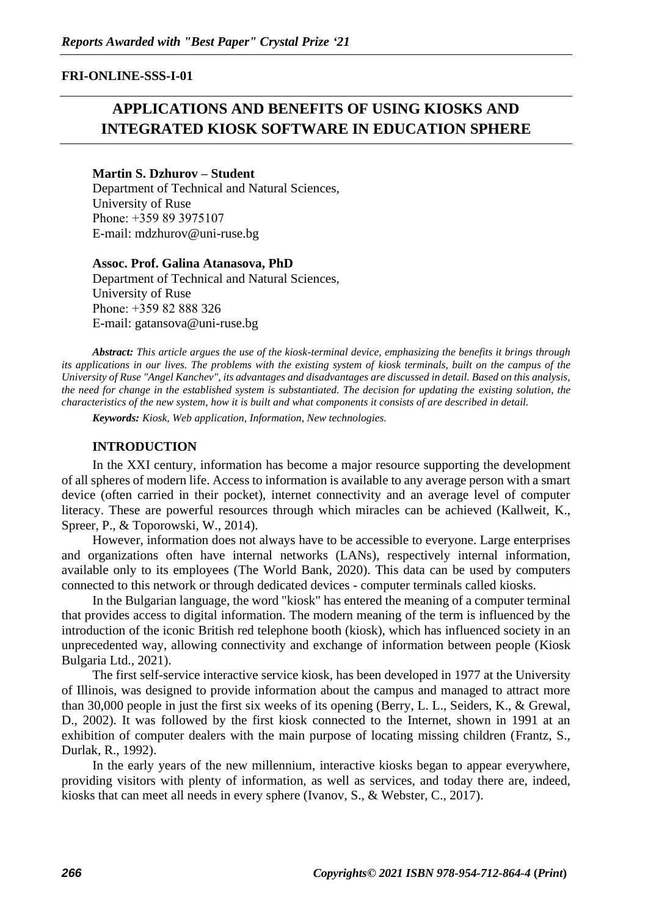**FRI-ONLINE-SSS-I-01**

# APPLICATIONS AND BENEFITS OF USING KIOSKS AND INTEGRATED KIOSK SOFTWARE IN EDUCATION SPHERE

**Martin S. Dzhurov – Student**
Department of Technical and Natural Sciences,
University of Ruse
Phone: +359 89 3975107
E-mail: mdzhurov@uni-ruse.bg

**Assoc. Prof. Galina Atanasova, PhD**
Department of Technical and Natural Sciences,
University of Ruse
Phone: +359 82 888 326
E-mail: gatansova@uni-ruse.bg

***Abstract:*** *This article argues the use of the kiosk-terminal device, emphasizing the benefits it brings through its applications in our lives. The problems with the existing system of kiosk terminals, built on the campus of the University of Ruse "Angel Kanchev", its advantages and disadvantages are discussed in detail. Based on this analysis, the need for change in the established system is substantiated. The decision for updating the existing solution, the characteristics of the new system, how it is built and what components it consists of are described in detail.*

***Keywords:*** *Kiosk, Web application, Information, New technologies.*

## INTRODUCTION

In the XXI century, information has become a major resource supporting the development of all spheres of modern life. Access to information is available to any average person with a smart device (often carried in their pocket), internet connectivity and an average level of computer literacy. These are powerful resources through which miracles can be achieved (Kallweit, K., Spreer, P., & Toporowski, W., 2014).

However, information does not always have to be accessible to everyone. Large enterprises and organizations often have internal networks (LANs), respectively internal information, available only to its employees (The World Bank, 2020). This data can be used by computers connected to this network or through dedicated devices - computer terminals called kiosks.

In the Bulgarian language, the word "kiosk" has entered the meaning of a computer terminal that provides access to digital information. The modern meaning of the term is influenced by the introduction of the iconic British red telephone booth (kiosk), which has influenced society in an unprecedented way, allowing connectivity and exchange of information between people (Kiosk Bulgaria Ltd., 2021).

The first self-service interactive service kiosk, has been developed in 1977 at the University of Illinois, was designed to provide information about the campus and managed to attract more than 30,000 people in just the first six weeks of its opening (Berry, L. L., Seiders, K., & Grewal, D., 2002). It was followed by the first kiosk connected to the Internet, shown in 1991 at an exhibition of computer dealers with the main purpose of locating missing children (Frantz, S., Durlak, R., 1992).

In the early years of the new millennium, interactive kiosks began to appear everywhere, providing visitors with plenty of information, as well as services, and today there are, indeed, kiosks that can meet all needs in every sphere (Ivanov, S., & Webster, C., 2017).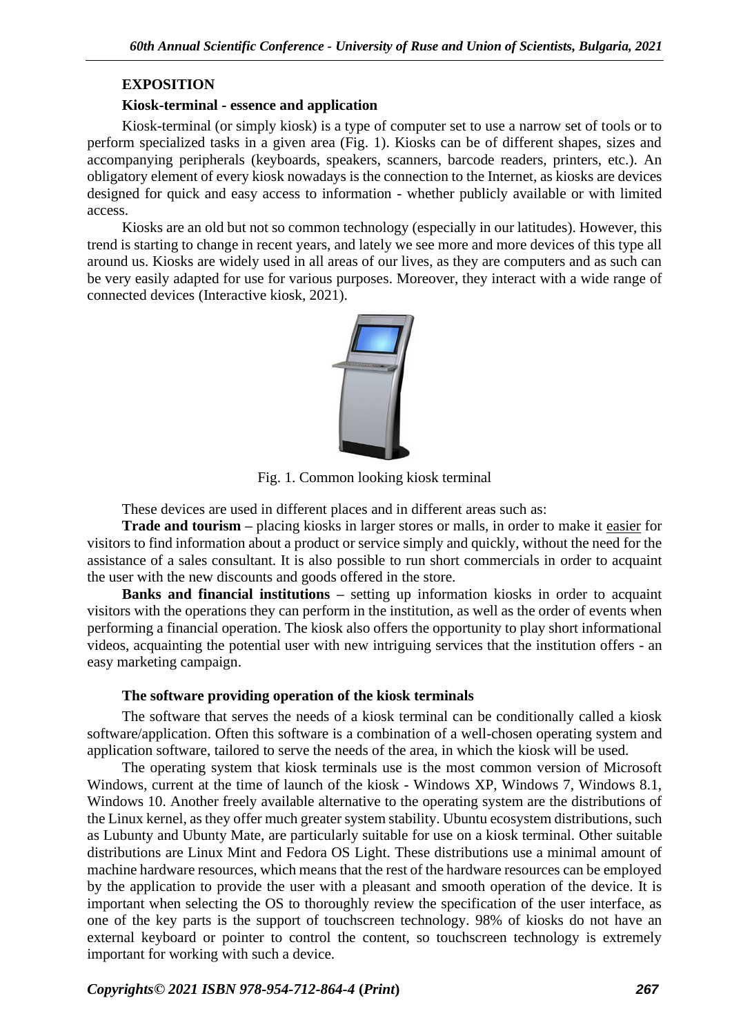## EXPOSITION

### Kiosk-terminal - essence and application

Kiosk-terminal (or simply kiosk) is a type of computer set to use a narrow set of tools or to perform specialized tasks in a given area (Fig. 1). Kiosks can be of different shapes, sizes and accompanying peripherals (keyboards, speakers, scanners, barcode readers, printers, etc.). An obligatory element of every kiosk nowadays is the connection to the Internet, as kiosks are devices designed for quick and easy access to information - whether publicly available or with limited access.

Kiosks are an old but not so common technology (especially in our latitudes). However, this trend is starting to change in recent years, and lately we see more and more devices of this type all around us. Kiosks are widely used in all areas of our lives, as they are computers and as such can be very easily adapted for use for various purposes. Moreover, they interact with a wide range of connected devices (Interactive kiosk, 2021).

Fig. 1. Common looking kiosk terminal

These devices are used in different places and in different areas such as:

**Trade and tourism** – placing kiosks in larger stores or malls, in order to make it easier for visitors to find information about a product or service simply and quickly, without the need for the assistance of a sales consultant. It is also possible to run short commercials in order to acquaint the user with the new discounts and goods offered in the store.

**Banks and financial institutions** – setting up information kiosks in order to acquaint visitors with the operations they can perform in the institution, as well as the order of events when performing a financial operation. The kiosk also offers the opportunity to play short informational videos, acquainting the potential user with new intriguing services that the institution offers - an easy marketing campaign.

### The software providing operation of the kiosk terminals

The software that serves the needs of a kiosk terminal can be conditionally called a kiosk software/application. Often this software is a combination of a well-chosen operating system and application software, tailored to serve the needs of the area, in which the kiosk will be used.

The operating system that kiosk terminals use is the most common version of Microsoft Windows, current at the time of launch of the kiosk - Windows XP, Windows 7, Windows 8.1, Windows 10. Another freely available alternative to the operating system are the distributions of the Linux kernel, as they offer much greater system stability. Ubuntu ecosystem distributions, such as Lubunty and Ubunty Mate, are particularly suitable for use on a kiosk terminal. Other suitable distributions are Linux Mint and Fedora OS Light. These distributions use a minimal amount of machine hardware resources, which means that the rest of the hardware resources can be employed by the application to provide the user with a pleasant and smooth operation of the device. It is important when selecting the OS to thoroughly review the specification of the user interface, as one of the key parts is the support of touchscreen technology. 98% of kiosks do not have an external keyboard or pointer to control the content, so touchscreen technology is extremely important for working with such a device.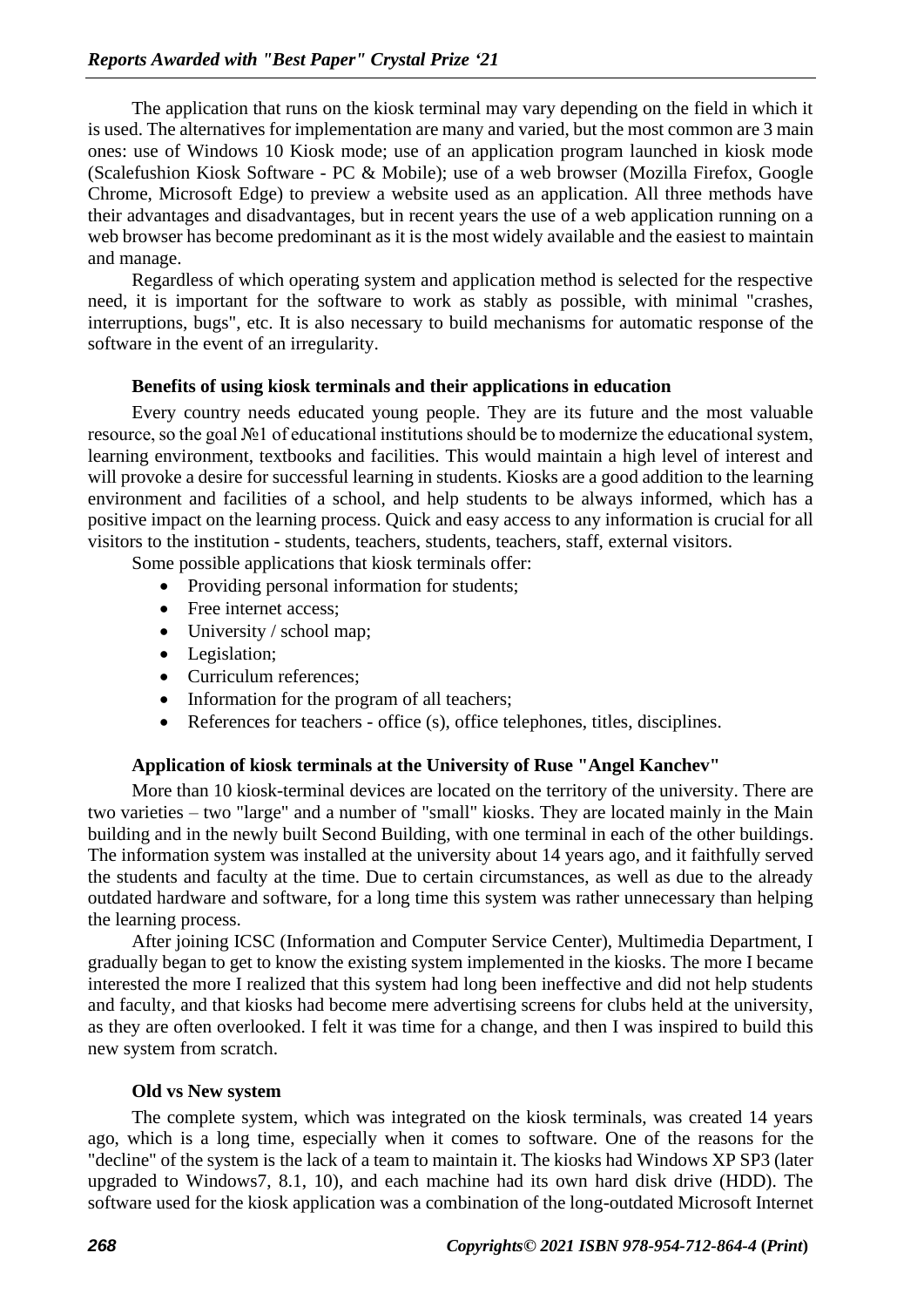The application that runs on the kiosk terminal may vary depending on the field in which it is used. The alternatives for implementation are many and varied, but the most common are 3 main ones: use of Windows 10 Kiosk mode; use of an application program launched in kiosk mode (Scalefushion Kiosk Software - PC & Mobile); use of a web browser (Mozilla Firefox, Google Chrome, Microsoft Edge) to preview a website used as an application. All three methods have their advantages and disadvantages, but in recent years the use of a web application running on a web browser has become predominant as it is the most widely available and the easiest to maintain and manage.

Regardless of which operating system and application method is selected for the respective need, it is important for the software to work as stably as possible, with minimal "crashes, interruptions, bugs", etc. It is also necessary to build mechanisms for automatic response of the software in the event of an irregularity.

**Benefits of using kiosk terminals and their applications in education**

Every country needs educated young people. They are its future and the most valuable resource, so the goal №1 of educational institutions should be to modernize the educational system, learning environment, textbooks and facilities. This would maintain a high level of interest and will provoke a desire for successful learning in students. Kiosks are a good addition to the learning environment and facilities of a school, and help students to be always informed, which has a positive impact on the learning process. Quick and easy access to any information is crucial for all visitors to the institution - students, teachers, students, teachers, staff, external visitors.

Some possible applications that kiosk terminals offer:

- Providing personal information for students;
- Free internet access;
- University / school map;
- Legislation;
- Curriculum references;
- Information for the program of all teachers;
- References for teachers - office (s), office telephones, titles, disciplines.

**Application of kiosk terminals at the University of Ruse "Angel Kanchev"**

More than 10 kiosk-terminal devices are located on the territory of the university. There are two varieties – two "large" and a number of "small" kiosks. They are located mainly in the Main building and in the newly built Second Building, with one terminal in each of the other buildings. The information system was installed at the university about 14 years ago, and it faithfully served the students and faculty at the time. Due to certain circumstances, as well as due to the already outdated hardware and software, for a long time this system was rather unnecessary than helping the learning process.

After joining ICSC (Information and Computer Service Center), Multimedia Department, I gradually began to get to know the existing system implemented in the kiosks. The more I became interested the more I realized that this system had long been ineffective and did not help students and faculty, and that kiosks had become mere advertising screens for clubs held at the university, as they are often overlooked. I felt it was time for a change, and then I was inspired to build this new system from scratch.

**Old vs New system**

The complete system, which was integrated on the kiosk terminals, was created 14 years ago, which is a long time, especially when it comes to software. One of the reasons for the "decline" of the system is the lack of a team to maintain it. The kiosks had Windows XP SP3 (later upgraded to Windows7, 8.1, 10), and each machine had its own hard disk drive (HDD). The software used for the kiosk application was a combination of the long-outdated Microsoft Internet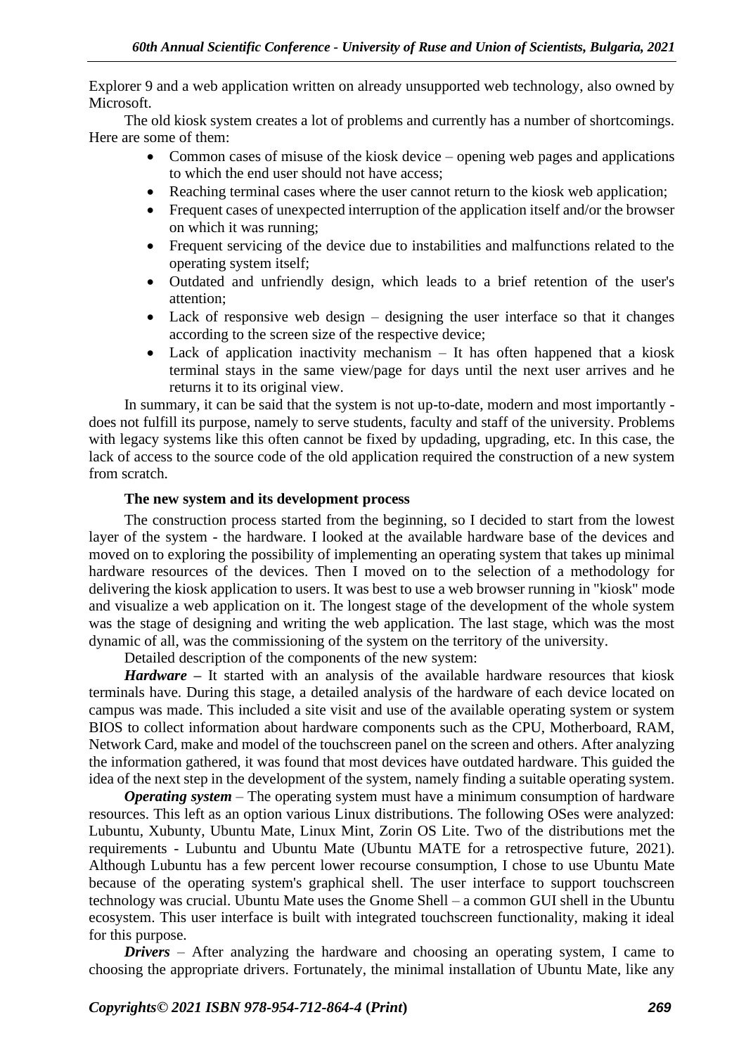Explorer 9 and a web application written on already unsupported web technology, also owned by Microsoft.

The old kiosk system creates a lot of problems and currently has a number of shortcomings. Here are some of them:

- Common cases of misuse of the kiosk device – opening web pages and applications to which the end user should not have access;
- Reaching terminal cases where the user cannot return to the kiosk web application;
- Frequent cases of unexpected interruption of the application itself and/or the browser on which it was running;
- Frequent servicing of the device due to instabilities and malfunctions related to the operating system itself;
- Outdated and unfriendly design, which leads to a brief retention of the user's attention;
- Lack of responsive web design – designing the user interface so that it changes according to the screen size of the respective device;
- Lack of application inactivity mechanism – It has often happened that a kiosk terminal stays in the same view/page for days until the next user arrives and he returns it to its original view.

In summary, it can be said that the system is not up-to-date, modern and most importantly - does not fulfill its purpose, namely to serve students, faculty and staff of the university. Problems with legacy systems like this often cannot be fixed by updading, upgrading, etc. In this case, the lack of access to the source code of the old application required the construction of a new system from scratch.

**The new system and its development process**

The construction process started from the beginning, so I decided to start from the lowest layer of the system - the hardware. I looked at the available hardware base of the devices and moved on to exploring the possibility of implementing an operating system that takes up minimal hardware resources of the devices. Then I moved on to the selection of a methodology for delivering the kiosk application to users. It was best to use a web browser running in "kiosk" mode and visualize a web application on it. The longest stage of the development of the whole system was the stage of designing and writing the web application. The last stage, which was the most dynamic of all, was the commissioning of the system on the territory of the university.

Detailed description of the components of the new system:

***Hardware*** **–** It started with an analysis of the available hardware resources that kiosk terminals have. During this stage, a detailed analysis of the hardware of each device located on campus was made. This included a site visit and use of the available operating system or system BIOS to collect information about hardware components such as the CPU, Motherboard, RAM, Network Card, make and model of the touchscreen panel on the screen and others. After analyzing the information gathered, it was found that most devices have outdated hardware. This guided the idea of the next step in the development of the system, namely finding a suitable operating system.

***Operating system*** – The operating system must have a minimum consumption of hardware resources. This left as an option various Linux distributions. The following OSes were analyzed: Lubuntu, Xubunty, Ubuntu Mate, Linux Mint, Zorin OS Lite. Two of the distributions met the requirements - Lubuntu and Ubuntu Mate (Ubuntu MATE for a retrospective future, 2021). Although Lubuntu has a few percent lower recourse consumption, I chose to use Ubuntu Mate because of the operating system's graphical shell. The user interface to support touchscreen technology was crucial. Ubuntu Mate uses the Gnome Shell – a common GUI shell in the Ubuntu ecosystem. This user interface is built with integrated touchscreen functionality, making it ideal for this purpose.

***Drivers*** – After analyzing the hardware and choosing an operating system, I came to choosing the appropriate drivers. Fortunately, the minimal installation of Ubuntu Mate, like any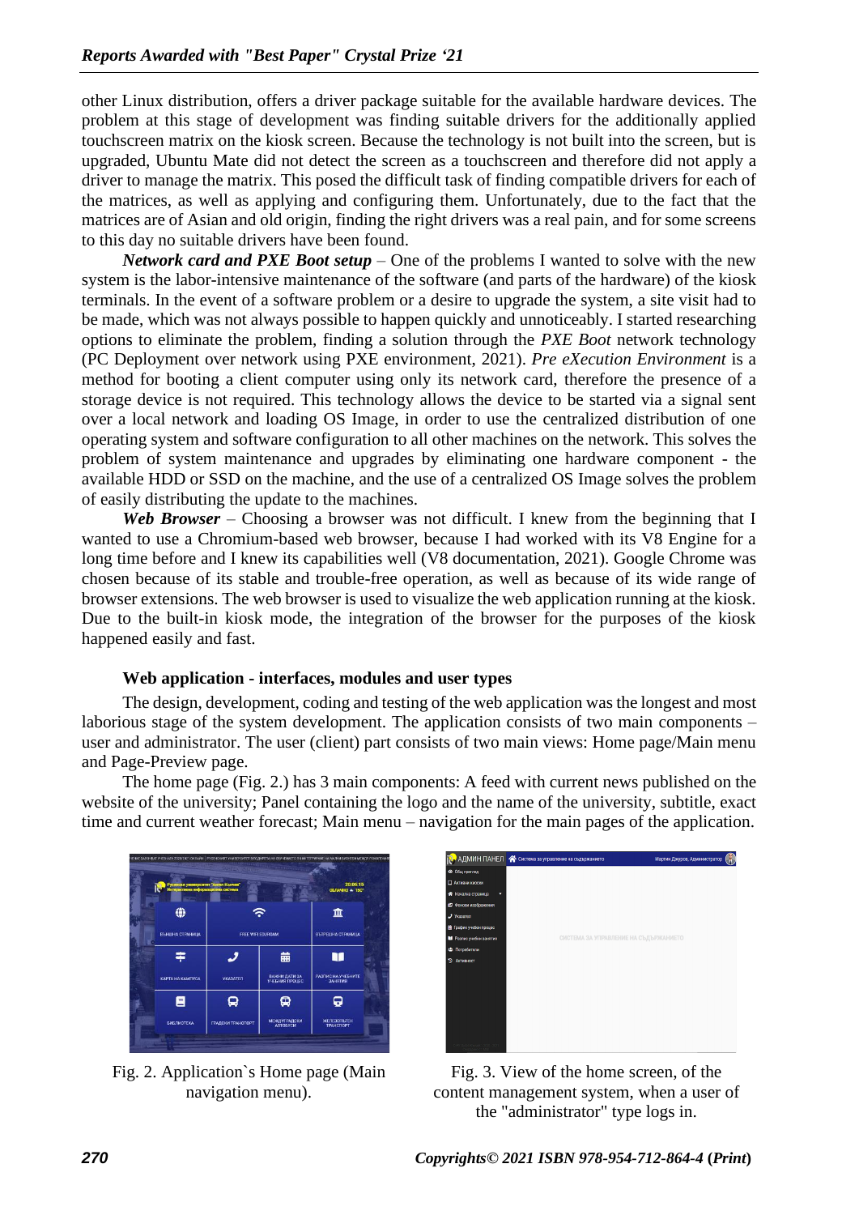other Linux distribution, offers a driver package suitable for the available hardware devices. The problem at this stage of development was finding suitable drivers for the additionally applied touchscreen matrix on the kiosk screen. Because the technology is not built into the screen, but is upgraded, Ubuntu Mate did not detect the screen as a touchscreen and therefore did not apply a driver to manage the matrix. This posed the difficult task of finding compatible drivers for each of the matrices, as well as applying and configuring them. Unfortunately, due to the fact that the matrices are of Asian and old origin, finding the right drivers was a real pain, and for some screens to this day no suitable drivers have been found.

***Network card and PXE Boot setup*** – One of the problems I wanted to solve with the new system is the labor-intensive maintenance of the software (and parts of the hardware) of the kiosk terminals. In the event of a software problem or a desire to upgrade the system, a site visit had to be made, which was not always possible to happen quickly and unnoticeably. I started researching options to eliminate the problem, finding a solution through the *PXE Boot* network technology (PC Deployment over network using PXE environment, 2021). *Pre eXecution Environment* is a method for booting a client computer using only its network card, therefore the presence of a storage device is not required. This technology allows the device to be started via a signal sent over a local network and loading OS Image, in order to use the centralized distribution of one operating system and software configuration to all other machines on the network. This solves the problem of system maintenance and upgrades by eliminating one hardware component - the available HDD or SSD on the machine, and the use of a centralized OS Image solves the problem of easily distributing the update to the machines.

***Web Browser*** – Choosing a browser was not difficult. I knew from the beginning that I wanted to use a Chromium-based web browser, because I had worked with its V8 Engine for a long time before and I knew its capabilities well (V8 documentation, 2021). Google Chrome was chosen because of its stable and trouble-free operation, as well as because of its wide range of browser extensions. The web browser is used to visualize the web application running at the kiosk. Due to the built-in kiosk mode, the integration of the browser for the purposes of the kiosk happened easily and fast.

### Web application - interfaces, modules and user types

The design, development, coding and testing of the web application was the longest and most laborious stage of the system development. The application consists of two main components – user and administrator. The user (client) part consists of two main views: Home page/Main menu and Page-Preview page.

The home page (Fig. 2.) has 3 main components: A feed with current news published on the website of the university; Panel containing the logo and the name of the university, subtitle, exact time and current weather forecast; Main menu – navigation for the main pages of the application.

Fig. 2. Application`s Home page (Main navigation menu).

Fig. 3. View of the home screen, of the content management system, when a user of the "administrator" type logs in.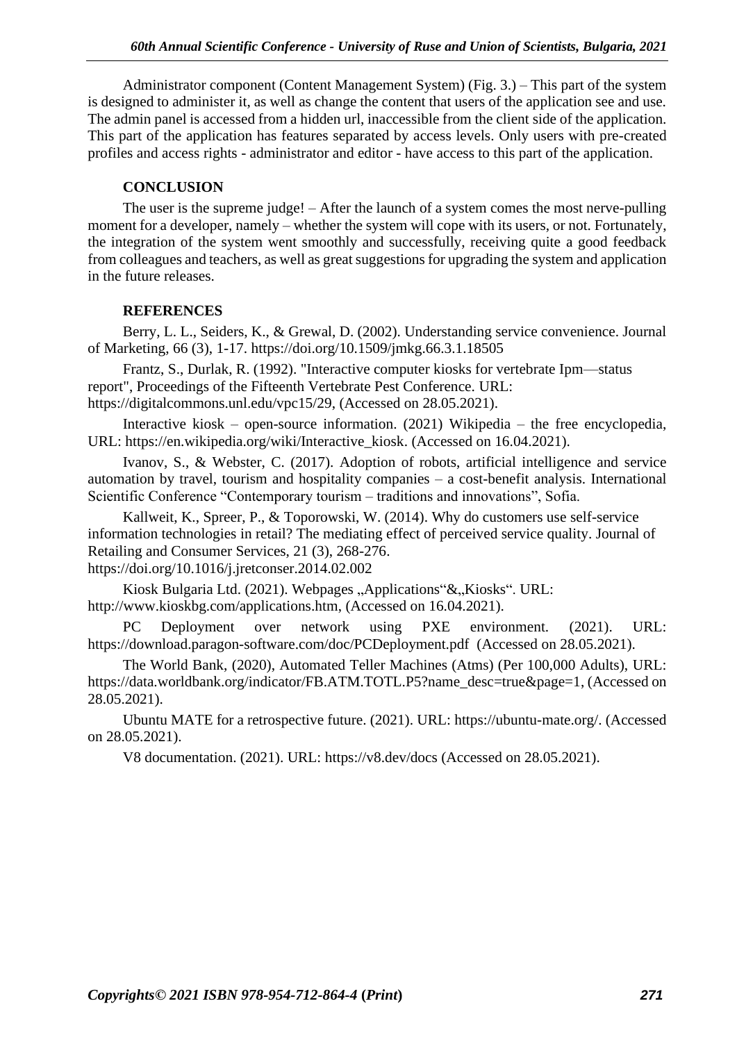Administrator component (Content Management System) (Fig. 3.) – This part of the system is designed to administer it, as well as change the content that users of the application see and use. The admin panel is accessed from a hidden url, inaccessible from the client side of the application. This part of the application has features separated by access levels. Only users with pre-created profiles and access rights - administrator and editor - have access to this part of the application.

## CONCLUSION

The user is the supreme judge! – After the launch of a system comes the most nerve-pulling moment for a developer, namely – whether the system will cope with its users, or not. Fortunately, the integration of the system went smoothly and successfully, receiving quite a good feedback from colleagues and teachers, as well as great suggestions for upgrading the system and application in the future releases.

## REFERENCES

Berry, L. L., Seiders, K., & Grewal, D. (2002). Understanding service convenience. Journal of Marketing, 66 (3), 1-17. https://doi.org/10.1509/jmkg.66.3.1.18505

Frantz, S., Durlak, R. (1992). "Interactive computer kiosks for vertebrate Ipm—status report", Proceedings of the Fifteenth Vertebrate Pest Conference. URL: https://digitalcommons.unl.edu/vpc15/29, (Accessed on 28.05.2021).

Interactive kiosk – open-source information. (2021) Wikipedia – the free encyclopedia, URL: https://en.wikipedia.org/wiki/Interactive_kiosk. (Accessed on 16.04.2021).

Ivanov, S., & Webster, C. (2017). Adoption of robots, artificial intelligence and service automation by travel, tourism and hospitality companies – a cost-benefit analysis. International Scientific Conference "Contemporary tourism – traditions and innovations", Sofia.

Kallweit, K., Spreer, P., & Toporowski, W. (2014). Why do customers use self-service information technologies in retail? The mediating effect of perceived service quality. Journal of Retailing and Consumer Services, 21 (3), 268-276. https://doi.org/10.1016/j.jretconser.2014.02.002

Kiosk Bulgaria Ltd. (2021). Webpages „Applications"&„Kiosks". URL: http://www.kioskbg.com/applications.htm, (Accessed on 16.04.2021).

PC Deployment over network using PXE environment. (2021). URL: https://download.paragon-software.com/doc/PCDeployment.pdf (Accessed on 28.05.2021).

The World Bank, (2020), Automated Teller Machines (Atms) (Per 100,000 Adults), URL: https://data.worldbank.org/indicator/FB.ATM.TOTL.P5?name_desc=true&page=1, (Accessed on 28.05.2021).

Ubuntu MATE for a retrospective future. (2021). URL: https://ubuntu-mate.org/. (Accessed on 28.05.2021).

V8 documentation. (2021). URL: https://v8.dev/docs (Accessed on 28.05.2021).